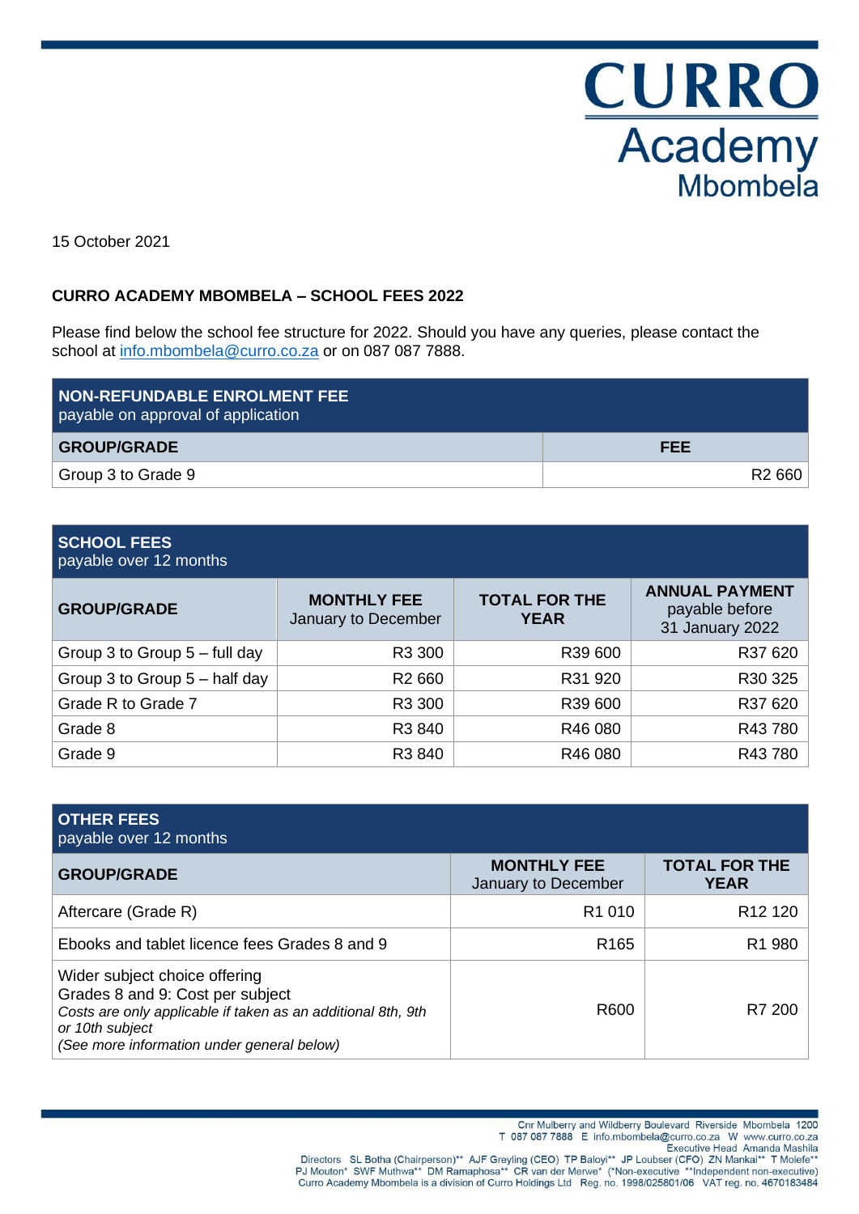CURRO Academy Mbombela

15 October 2021

**CURRO ACADEMY MBOMBELA – SCHOOL FEES 2022**

Please find below the school fee structure for 2022. Should you have any queries, please contact the school at info.mbombela@curro.co.za or on 087 087 7888.

| **NON-REFUNDABLE ENROLMENT FEE** payable on approval of application | |
|---|---|
| **GROUP/GRADE** | **FEE** |
| Group 3 to Grade 9 | R2 660 |

| **SCHOOL FEES** payable over 12 months | | | |
|---|---|---|---|
| **GROUP/GRADE** | **MONTHLY FEE** January to December | **TOTAL FOR THE YEAR** | **ANNUAL PAYMENT** payable before 31 January 2022 |
| Group 3 to Group 5 – full day | R3 300 | R39 600 | R37 620 |
| Group 3 to Group 5 – half day | R2 660 | R31 920 | R30 325 |
| Grade R to Grade 7 | R3 300 | R39 600 | R37 620 |
| Grade 8 | R3 840 | R46 080 | R43 780 |
| Grade 9 | R3 840 | R46 080 | R43 780 |

| **OTHER FEES** payable over 12 months | | |
|---|---|---|
| **GROUP/GRADE** | **MONTHLY FEE** January to December | **TOTAL FOR THE YEAR** |
| Aftercare (Grade R) | R1 010 | R12 120 |
| Ebooks and tablet licence fees Grades 8 and 9 | R165 | R1 980 |
| Wider subject choice offering Grades 8 and 9: Cost per subject *Costs are only applicable if taken as an additional 8th, 9th or 10th subject* *(See more information under general below)* | R600 | R7 200 |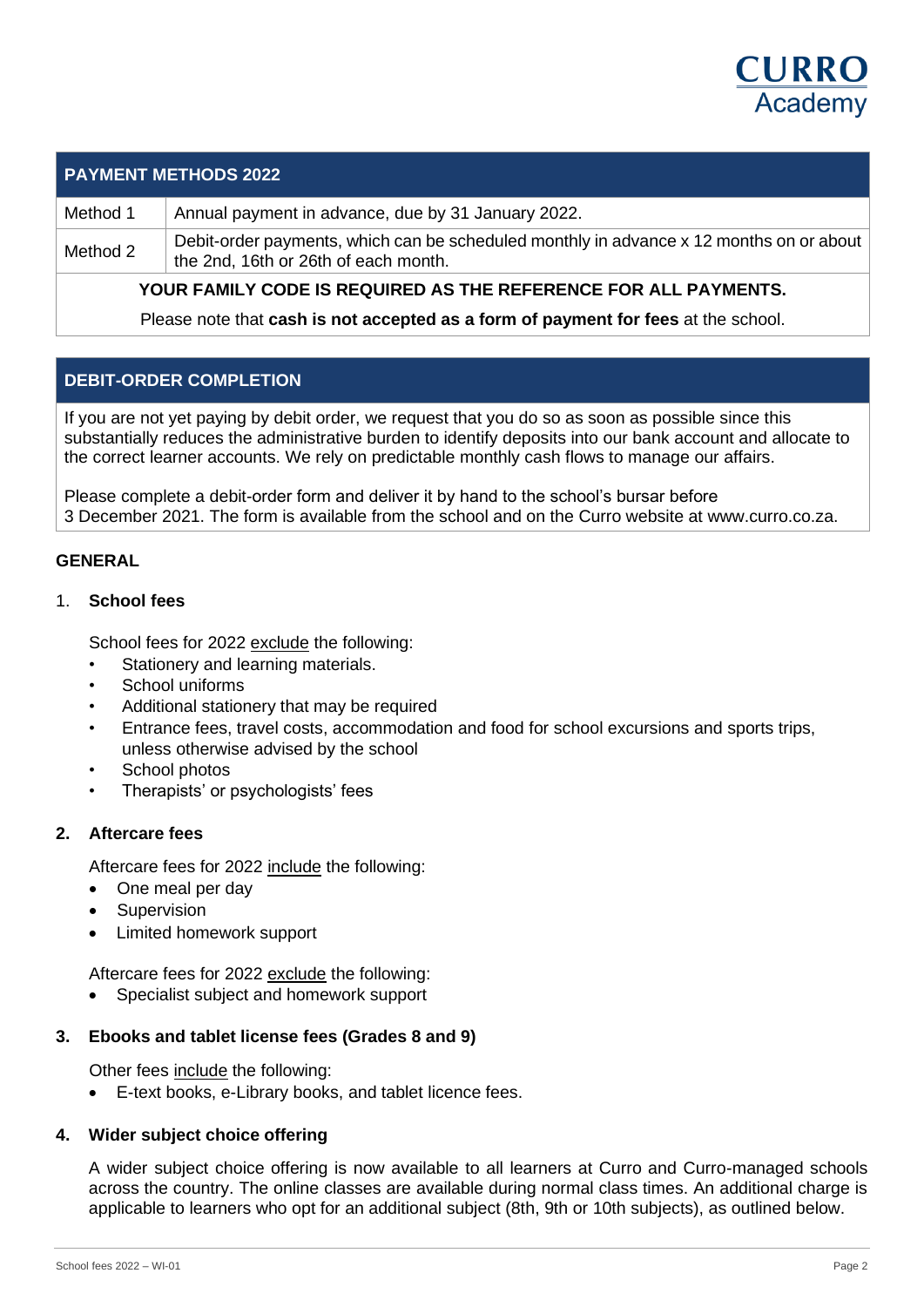## PAYMENT METHODS 2022

| | |
|---|---|
| Method 1 | Annual payment in advance, due by 31 January 2022. |
| Method 2 | Debit-order payments, which can be scheduled monthly in advance x 12 months on or about the 2nd, 16th or 26th of each month. |

**YOUR FAMILY CODE IS REQUIRED AS THE REFERENCE FOR ALL PAYMENTS.**

Please note that **cash is not accepted as a form of payment for fees** at the school.

## DEBIT-ORDER COMPLETION

If you are not yet paying by debit order, we request that you do so as soon as possible since this substantially reduces the administrative burden to identify deposits into our bank account and allocate to the correct learner accounts. We rely on predictable monthly cash flows to manage our affairs.

Please complete a debit-order form and deliver it by hand to the school's bursar before 3 December 2021. The form is available from the school and on the Curro website at www.curro.co.za.

## GENERAL

### 1. School fees

School fees for 2022 exclude the following:

- Stationery and learning materials.
- School uniforms
- Additional stationery that may be required
- Entrance fees, travel costs, accommodation and food for school excursions and sports trips, unless otherwise advised by the school
- School photos
- Therapists' or psychologists' fees

### 2. Aftercare fees

Aftercare fees for 2022 include the following:

- One meal per day
- Supervision
- Limited homework support

Aftercare fees for 2022 exclude the following:

- Specialist subject and homework support

### 3. Ebooks and tablet license fees (Grades 8 and 9)

Other fees include the following:

- E-text books, e-Library books, and tablet licence fees.

### 4. Wider subject choice offering

A wider subject choice offering is now available to all learners at Curro and Curro-managed schools across the country. The online classes are available during normal class times. An additional charge is applicable to learners who opt for an additional subject (8th, 9th or 10th subjects), as outlined below.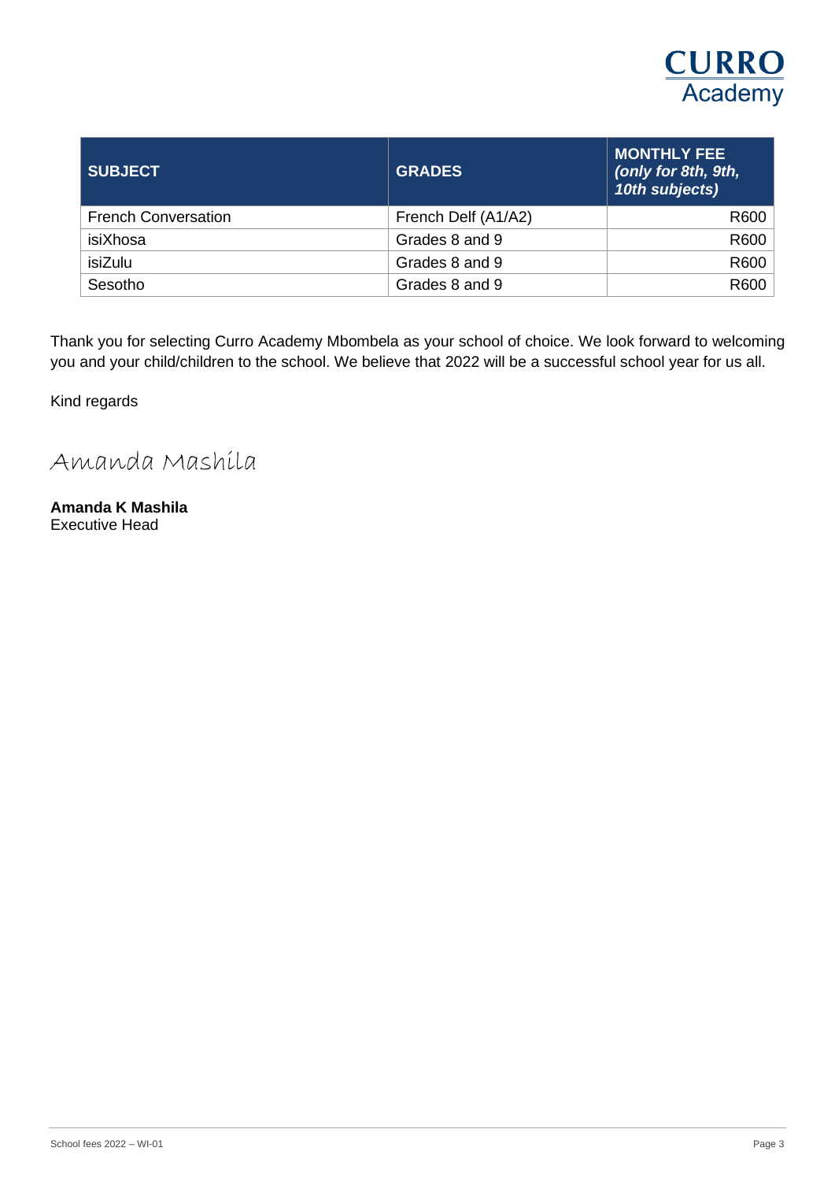| SUBJECT | GRADES | MONTHLY FEE *(only for 8th, 9th, 10th subjects)* |
|---|---|---|
| French Conversation | French Delf (A1/A2) | R600 |
| isiXhosa | Grades 8 and 9 | R600 |
| isiZulu | Grades 8 and 9 | R600 |
| Sesotho | Grades 8 and 9 | R600 |

Thank you for selecting Curro Academy Mbombela as your school of choice. We look forward to welcoming you and your child/children to the school. We believe that 2022 will be a successful school year for us all.

Kind regards

Amanda Mashila

**Amanda K Mashila**
Executive Head